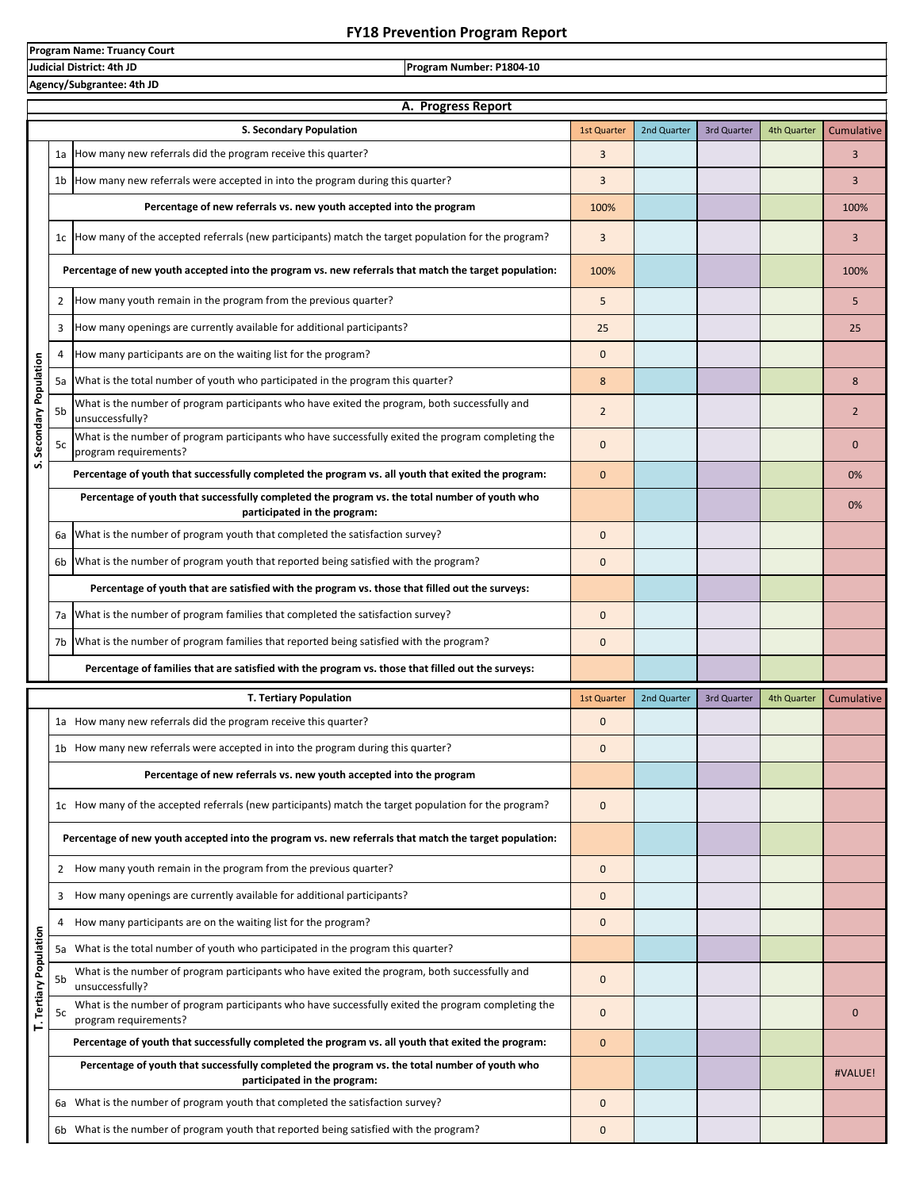# FY18 Prevention Program Report

**Program Name: Truancy Court**

**Judicial District: 4th JD** | **Program Number: P1804-10**

**Agency/Subgrantee: 4th JD**

## A. Progress Report

| | | S. Secondary Population | 1st Quarter | 2nd Quarter | 3rd Quarter | 4th Quarter | Cumulative |
|---|---|---|---|---|---|---|---|
| S. Secondary Population | 1a | How many new referrals did the program receive this quarter? | 3 | | | | 3 |
| | 1b | How many new referrals were accepted in into the program during this quarter? | 3 | | | | 3 |
| | | **Percentage of new referrals vs. new youth accepted into the program** | 100% | | | | 100% |
| | 1c | How many of the accepted referrals (new participants) match the target population for the program? | 3 | | | | 3 |
| | | **Percentage of new youth accepted into the program vs. new referrals that match the target population:** | 100% | | | | 100% |
| | 2 | How many youth remain in the program from the previous quarter? | 5 | | | | 5 |
| | 3 | How many openings are currently available for additional participants? | 25 | | | | 25 |
| | 4 | How many participants are on the waiting list for the program? | 0 | | | | |
| | 5a | What is the total number of youth who participated in the program this quarter? | 8 | | | | 8 |
| | 5b | What is the number of program participants who have exited the program, both successfully and unsuccessfully? | 2 | | | | 2 |
| | 5c | What is the number of program participants who have successfully exited the program completing the program requirements? | 0 | | | | 0 |
| | | **Percentage of youth that successfully completed the program vs. all youth that exited the program:** | 0 | | | | 0% |
| | | **Percentage of youth that successfully completed the program vs. the total number of youth who participated in the program:** | | | | | 0% |
| | 6a | What is the number of program youth that completed the satisfaction survey? | 0 | | | | |
| | 6b | What is the number of program youth that reported being satisfied with the program? | 0 | | | | |
| | | **Percentage of youth that are satisfied with the program vs. those that filled out the surveys:** | | | | | |
| | 7a | What is the number of program families that completed the satisfaction survey? | 0 | | | | |
| | 7b | What is the number of program families that reported being satisfied with the program? | 0 | | | | |
| | | **Percentage of families that are satisfied with the program vs. those that filled out the surveys:** | | | | | |

| | | T. Tertiary Population | 1st Quarter | 2nd Quarter | 3rd Quarter | 4th Quarter | Cumulative |
|---|---|---|---|---|---|---|---|
| T. Tertiary Population | 1a | How many new referrals did the program receive this quarter? | 0 | | | | |
| | 1b | How many new referrals were accepted in into the program during this quarter? | 0 | | | | |
| | | **Percentage of new referrals vs. new youth accepted into the program** | | | | | |
| | 1c | How many of the accepted referrals (new participants) match the target population for the program? | 0 | | | | |
| | | **Percentage of new youth accepted into the program vs. new referrals that match the target population:** | | | | | |
| | 2 | How many youth remain in the program from the previous quarter? | 0 | | | | |
| | 3 | How many openings are currently available for additional participants? | 0 | | | | |
| | 4 | How many participants are on the waiting list for the program? | 0 | | | | |
| | 5a | What is the total number of youth who participated in the program this quarter? | | | | | |
| | 5b | What is the number of program participants who have exited the program, both successfully and unsuccessfully? | 0 | | | | |
| | 5c | What is the number of program participants who have successfully exited the program completing the program requirements? | 0 | | | | 0 |
| | | **Percentage of youth that successfully completed the program vs. all youth that exited the program:** | 0 | | | | |
| | | **Percentage of youth that successfully completed the program vs. the total number of youth who participated in the program:** | | | | | #VALUE! |
| | 6a | What is the number of program youth that completed the satisfaction survey? | 0 | | | | |
| | 6b | What is the number of program youth that reported being satisfied with the program? | 0 | | | | |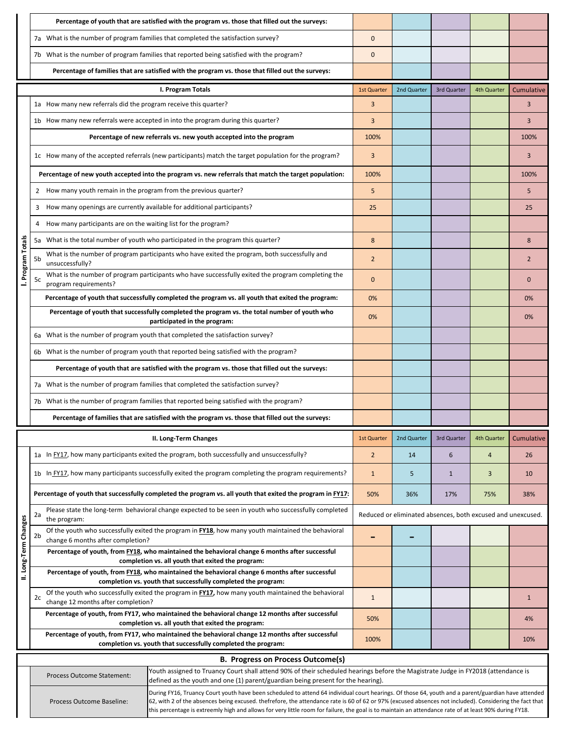| | 1st Quarter | 2nd Quarter | 3rd Quarter | 4th Quarter | Cumulative |
|---|---|---|---|---|---|
| **Percentage of youth that are satisfied with the program vs. those that filled out the surveys:** | | | | | |
| 7a What is the number of program families that completed the satisfaction survey? | 0 | | | | |
| 7b What is the number of program families that reported being satisfied with the program? | 0 | | | | |
| **Percentage of families that are satisfied with the program vs. those that filled out the surveys:** | | | | | |

| I. Program Totals | 1st Quarter | 2nd Quarter | 3rd Quarter | 4th Quarter | Cumulative |
|---|---|---|---|---|---|
| 1a How many new referrals did the program receive this quarter? | 3 | | | | 3 |
| 1b How many new referrals were accepted in into the program during this quarter? | 3 | | | | 3 |
| **Percentage of new referrals vs. new youth accepted into the program** | 100% | | | | 100% |
| 1c How many of the accepted referrals (new participants) match the target population for the program? | 3 | | | | 3 |
| **Percentage of new youth accepted into the program vs. new referrals that match the target population:** | 100% | | | | 100% |
| 2 How many youth remain in the program from the previous quarter? | 5 | | | | 5 |
| 3 How many openings are currently available for additional participants? | 25 | | | | 25 |
| 4 How many participants are on the waiting list for the program? | | | | | |
| 5a What is the total number of youth who participated in the program this quarter? | 8 | | | | 8 |
| 5b What is the number of program participants who have exited the program, both successfully and unsuccessfully? | 2 | | | | 2 |
| 5c What is the number of program participants who have successfully exited the program completing the program requirements? | 0 | | | | 0 |
| **Percentage of youth that successfully completed the program vs. all youth that exited the program:** | 0% | | | | 0% |
| **Percentage of youth that successfully completed the program vs. the total number of youth who participated in the program:** | 0% | | | | 0% |
| 6a What is the number of program youth that completed the satisfaction survey? | | | | | |
| 6b What is the number of program youth that reported being satisfied with the program? | | | | | |
| **Percentage of youth that are satisfied with the program vs. those that filled out the surveys:** | | | | | |
| 7a What is the number of program families that completed the satisfaction survey? | | | | | |
| 7b What is the number of program families that reported being satisfied with the program? | | | | | |
| **Percentage of families that are satisfied with the program vs. those that filled out the surveys:** | | | | | |

| II. Long-Term Changes | 1st Quarter | 2nd Quarter | 3rd Quarter | 4th Quarter | Cumulative |
|---|---|---|---|---|---|
| 1a In FY17, how many participants exited the program, both successfully and unsuccessfully? | 2 | 14 | 6 | 4 | 26 |
| 1b In FY17, how many participants successfully exited the program completing the program requirements? | 1 | 5 | 1 | 3 | 10 |
| **Percentage of youth that successfully completed the program vs. all youth that exited the program in FY17:** | 50% | 36% | 17% | 75% | 38% |
| 2a Please state the long-term behavioral change expected to be seen in youth who successfully completed the program: | Reduced or eliminated absences, both excused and unexcused. | | | | |
| 2b Of the youth who successfully exited the program in **FY18**, how many youth maintained the behavioral change 6 months after completion? | - | - | | | |
| **Percentage of youth, from FY18, who maintained the behavioral change 6 months after successful completion vs. all youth that exited the program:** | | | | | |
| **Percentage of youth, from FY18, who maintained the behavioral change 6 months after successful completion vs. youth that successfully completed the program:** | | | | | |
| 2c Of the youth who successfully exited the program in **FY17,** how many youth maintained the behavioral change 12 months after completion? | 1 | | | | 1 |
| **Percentage of youth, from FY17, who maintained the behavioral change 12 months after successful completion vs. all youth that exited the program:** | 50% | | | | 4% |
| **Percentage of youth, from FY17, who maintained the behavioral change 12 months after successful completion vs. youth that successfully completed the program:** | 100% | | | | 10% |

## B. Progress on Process Outcome(s)

| | |
|---|---|
| Process Outcome Statement: | Youth assigned to Truancy Court shall attend 90% of their scheduled hearings before the Magistrate Judge in FY2018 (attendance is defined as the youth and one (1) parent/guardian being present for the hearing). |
| Process Outcome Baseline: | During FY16, Truancy Court youth have been scheduled to attend 64 individual court hearings. Of those 64, youth and a parent/guardian have attended 62, with 2 of the absences being excused. thefrefore, the attendance rate is 60 of 62 or 97% (excused absences not included). Considering the fact that this percentage is extreemly high and allows for very little room for failure, the goal is to maintain an attendance rate of at least 90% during FY18. |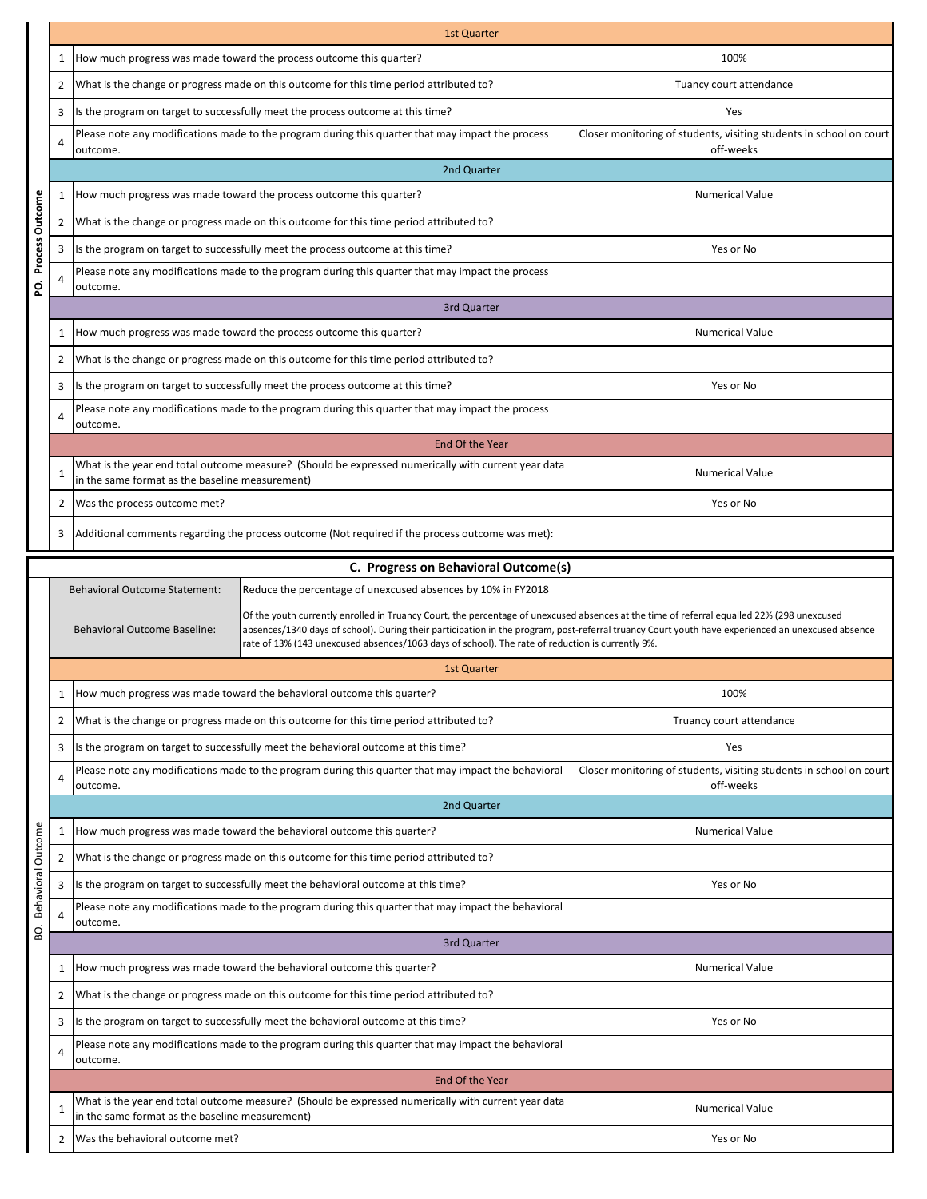**PO. Process Outcome**

| # | 1st Quarter | |
|---|---|---|
| 1 | How much progress was made toward the process outcome this quarter? | 100% |
| 2 | What is the change or progress made on this outcome for this time period attributed to? | Tuancy court attendance |
| 3 | Is the program on target to successfully meet the process outcome at this time? | Yes |
| 4 | Please note any modifications made to the program during this quarter that may impact the process outcome. | Closer monitoring of students, visiting students in school on court off-weeks |
| | **2nd Quarter** | |
| 1 | How much progress was made toward the process outcome this quarter? | Numerical Value |
| 2 | What is the change or progress made on this outcome for this time period attributed to? | |
| 3 | Is the program on target to successfully meet the process outcome at this time? | Yes or No |
| 4 | Please note any modifications made to the program during this quarter that may impact the process outcome. | |
| | **3rd Quarter** | |
| 1 | How much progress was made toward the process outcome this quarter? | Numerical Value |
| 2 | What is the change or progress made on this outcome for this time period attributed to? | |
| 3 | Is the program on target to successfully meet the process outcome at this time? | Yes or No |
| 4 | Please note any modifications made to the program during this quarter that may impact the process outcome. | |
| | **End Of the Year** | |
| 1 | What is the year end total outcome measure? (Should be expressed numerically with current year data in the same format as the baseline measurement) | Numerical Value |
| 2 | Was the process outcome met? | Yes or No |
| 3 | Additional comments regarding the process outcome (Not required if the process outcome was met): | |

## C. Progress on Behavioral Outcome(s)

**BO. Behavioral Outcome**

| Behavioral Outcome Statement: | Reduce the percentage of unexcused absences by 10% in FY2018 |
|---|---|
| Behavioral Outcome Baseline: | Of the youth currently enrolled in Truancy Court, the percentage of unexcused absences at the time of referral equalled 22% (298 unexcused absences/1340 days of school). During their participation in the program, post-referral truancy Court youth have experienced an unexcused absence rate of 13% (143 unexcused absences/1063 days of school). The rate of reduction is currently 9%. |

| # | 1st Quarter | |
|---|---|---|
| 1 | How much progress was made toward the behavioral outcome this quarter? | 100% |
| 2 | What is the change or progress made on this outcome for this time period attributed to? | Truancy court attendance |
| 3 | Is the program on target to successfully meet the behavioral outcome at this time? | Yes |
| 4 | Please note any modifications made to the program during this quarter that may impact the behavioral outcome. | Closer monitoring of students, visiting students in school on court off-weeks |
| | **2nd Quarter** | |
| 1 | How much progress was made toward the behavioral outcome this quarter? | Numerical Value |
| 2 | What is the change or progress made on this outcome for this time period attributed to? | |
| 3 | Is the program on target to successfully meet the behavioral outcome at this time? | Yes or No |
| 4 | Please note any modifications made to the program during this quarter that may impact the behavioral outcome. | |
| | **3rd Quarter** | |
| 1 | How much progress was made toward the behavioral outcome this quarter? | Numerical Value |
| 2 | What is the change or progress made on this outcome for this time period attributed to? | |
| 3 | Is the program on target to successfully meet the behavioral outcome at this time? | Yes or No |
| 4 | Please note any modifications made to the program during this quarter that may impact the behavioral outcome. | |
| | **End Of the Year** | |
| 1 | What is the year end total outcome measure? (Should be expressed numerically with current year data in the same format as the baseline measurement) | Numerical Value |
| 2 | Was the behavioral outcome met? | Yes or No |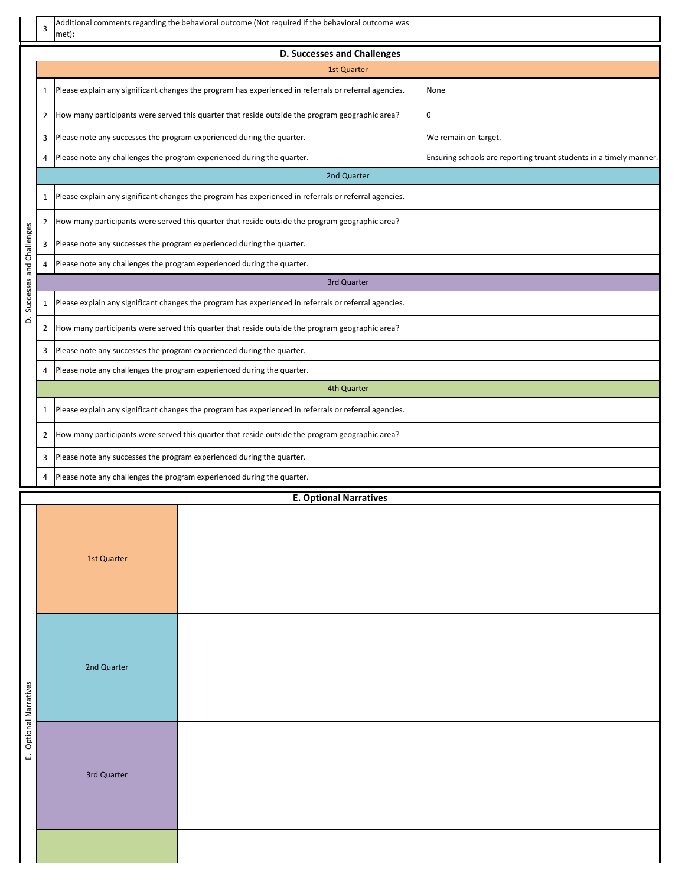| | | |
|---|---|---|
| 3 | Additional comments regarding the behavioral outcome (Not required if the behavioral outcome was met): | |

## D. Successes and Challenges

| | | |
|---|---|---|
| **1st Quarter** | | |
| 1 | Please explain any significant changes the program has experienced in referrals or referral agencies. | None |
| 2 | How many participants were served this quarter that reside outside the program geographic area? | 0 |
| 3 | Please note any successes the program experienced during the quarter. | We remain on target. |
| 4 | Please note any challenges the program experienced during the quarter. | Ensuring schools are reporting truant students in a timely manner. |
| **2nd Quarter** | | |
| 1 | Please explain any significant changes the program has experienced in referrals or referral agencies. | |
| 2 | How many participants were served this quarter that reside outside the program geographic area? | |
| 3 | Please note any successes the program experienced during the quarter. | |
| 4 | Please note any challenges the program experienced during the quarter. | |
| **3rd Quarter** | | |
| 1 | Please explain any significant changes the program has experienced in referrals or referral agencies. | |
| 2 | How many participants were served this quarter that reside outside the program geographic area? | |
| 3 | Please note any successes the program experienced during the quarter. | |
| 4 | Please note any challenges the program experienced during the quarter. | |
| **4th Quarter** | | |
| 1 | Please explain any significant changes the program has experienced in referrals or referral agencies. | |
| 2 | How many participants were served this quarter that reside outside the program geographic area? | |
| 3 | Please note any successes the program experienced during the quarter. | |
| 4 | Please note any challenges the program experienced during the quarter. | |

## E. Optional Narratives

| | |
|---|---|
| 1st Quarter | |
| 2nd Quarter | |
| 3rd Quarter | |
| | |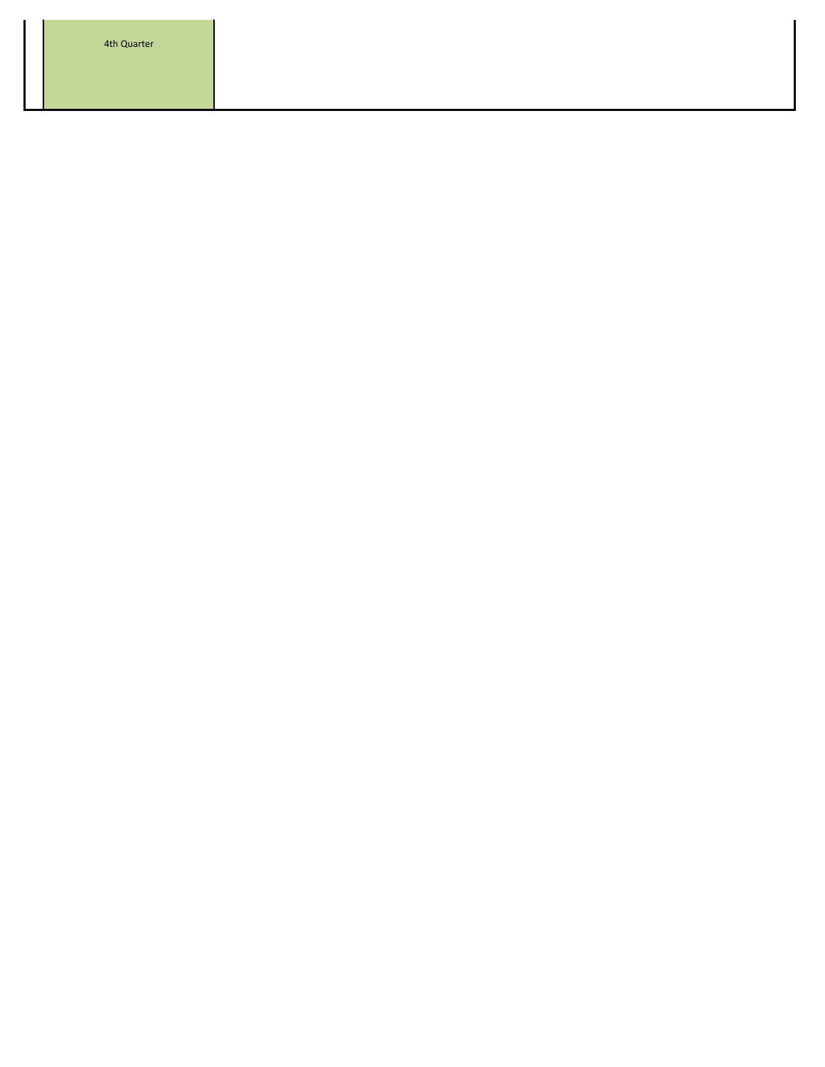| | |
|---|---|
| 4th Quarter | |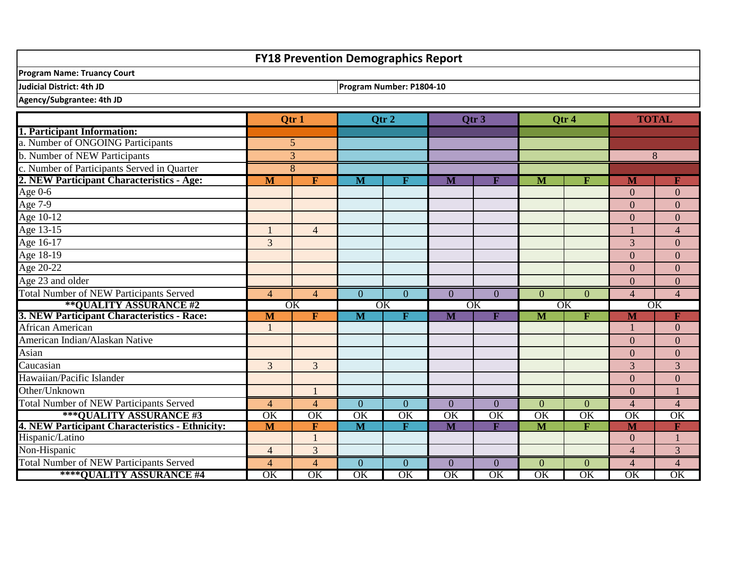# FY18 Prevention Demographics Report

**Program Name: Truancy Court**

**Judicial District: 4th JD** | **Program Number: P1804-10**

**Agency/Subgrantee: 4th JD**

| | Qtr 1 | | Qtr 2 | | Qtr 3 | | Qtr 4 | | TOTAL | |
|---|---|---|---|---|---|---|---|---|---|---|
| **1. Participant Information:** | | | | | | | | | | |
| a. Number of ONGOING Participants | 5 | | | | | | | | | |
| b. Number of NEW Participants | 3 | | | | | | | | 8 | |
| c. Number of Participants Served in Quarter | 8 | | | | | | | | | |
| **2. NEW Participant Characteristics - Age:** | **M** | **F** | **M** | **F** | **M** | **F** | **M** | **F** | **M** | **F** |
| Age 0-6 | | | | | | | | | 0 | 0 |
| Age 7-9 | | | | | | | | | 0 | 0 |
| Age 10-12 | | | | | | | | | 0 | 0 |
| Age 13-15 | 1 | 4 | | | | | | | 1 | 4 |
| Age 16-17 | 3 | | | | | | | | 3 | 0 |
| Age 18-19 | | | | | | | | | 0 | 0 |
| Age 20-22 | | | | | | | | | 0 | 0 |
| Age 23 and older | | | | | | | | | 0 | 0 |
| Total Number of NEW Participants Served | 4 | 4 | 0 | 0 | 0 | 0 | 0 | 0 | 4 | 4 |
| **\*\*QUALITY ASSURANCE #2** | OK | | OK | | OK | | OK | | OK | |
| **3. NEW Participant Characteristics - Race:** | **M** | **F** | **M** | **F** | **M** | **F** | **M** | **F** | **M** | **F** |
| African American | 1 | | | | | | | | 1 | 0 |
| American Indian/Alaskan Native | | | | | | | | | 0 | 0 |
| Asian | | | | | | | | | 0 | 0 |
| Caucasian | 3 | 3 | | | | | | | 3 | 3 |
| Hawaiian/Pacific Islander | | | | | | | | | 0 | 0 |
| Other/Unknown | | 1 | | | | | | | 0 | 1 |
| Total Number of NEW Participants Served | 4 | 4 | 0 | 0 | 0 | 0 | 0 | 0 | 4 | 4 |
| **\*\*\*QUALITY ASSURANCE #3** | OK | OK | OK | OK | OK | OK | OK | OK | OK | OK |
| **4. NEW Participant Characteristics - Ethnicity:** | **M** | **F** | **M** | **F** | **M** | **F** | **M** | **F** | **M** | **F** |
| Hispanic/Latino | | 1 | | | | | | | 0 | 1 |
| Non-Hispanic | 4 | 3 | | | | | | | 4 | 3 |
| Total Number of NEW Participants Served | 4 | 4 | 0 | 0 | 0 | 0 | 0 | 0 | 4 | 4 |
| **\*\*\*\*QUALITY ASSURANCE #4** | OK | OK | OK | OK | OK | OK | OK | OK | OK | OK |